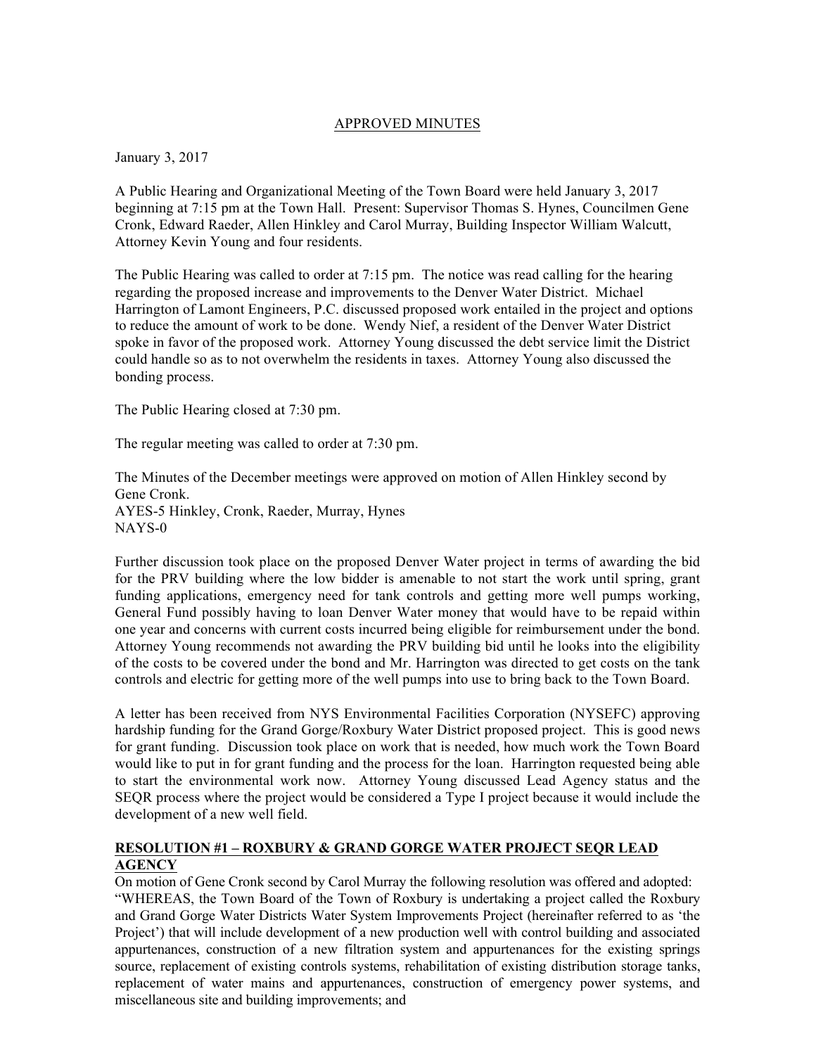# APPROVED MINUTES

January 3, 2017

A Public Hearing and Organizational Meeting of the Town Board were held January 3, 2017 beginning at 7:15 pm at the Town Hall. Present: Supervisor Thomas S. Hynes, Councilmen Gene Cronk, Edward Raeder, Allen Hinkley and Carol Murray, Building Inspector William Walcutt, Attorney Kevin Young and four residents.

The Public Hearing was called to order at 7:15 pm. The notice was read calling for the hearing regarding the proposed increase and improvements to the Denver Water District. Michael Harrington of Lamont Engineers, P.C. discussed proposed work entailed in the project and options to reduce the amount of work to be done. Wendy Nief, a resident of the Denver Water District spoke in favor of the proposed work. Attorney Young discussed the debt service limit the District could handle so as to not overwhelm the residents in taxes. Attorney Young also discussed the bonding process.

The Public Hearing closed at 7:30 pm.

The regular meeting was called to order at 7:30 pm.

The Minutes of the December meetings were approved on motion of Allen Hinkley second by Gene Cronk.
AYES-5 Hinkley, Cronk, Raeder, Murray, Hynes
NAYS-0

Further discussion took place on the proposed Denver Water project in terms of awarding the bid for the PRV building where the low bidder is amenable to not start the work until spring, grant funding applications, emergency need for tank controls and getting more well pumps working, General Fund possibly having to loan Denver Water money that would have to be repaid within one year and concerns with current costs incurred being eligible for reimbursement under the bond. Attorney Young recommends not awarding the PRV building bid until he looks into the eligibility of the costs to be covered under the bond and Mr. Harrington was directed to get costs on the tank controls and electric for getting more of the well pumps into use to bring back to the Town Board.

A letter has been received from NYS Environmental Facilities Corporation (NYSEFC) approving hardship funding for the Grand Gorge/Roxbury Water District proposed project. This is good news for grant funding. Discussion took place on work that is needed, how much work the Town Board would like to put in for grant funding and the process for the loan. Harrington requested being able to start the environmental work now. Attorney Young discussed Lead Agency status and the SEQR process where the project would be considered a Type I project because it would include the development of a new well field.

**RESOLUTION #1 – ROXBURY & GRAND GORGE WATER PROJECT SEQR LEAD AGENCY**

On motion of Gene Cronk second by Carol Murray the following resolution was offered and adopted:
"WHEREAS, the Town Board of the Town of Roxbury is undertaking a project called the Roxbury and Grand Gorge Water Districts Water System Improvements Project (hereinafter referred to as 'the Project') that will include development of a new production well with control building and associated appurtenances, construction of a new filtration system and appurtenances for the existing springs source, replacement of existing controls systems, rehabilitation of existing distribution storage tanks, replacement of water mains and appurtenances, construction of emergency power systems, and miscellaneous site and building improvements; and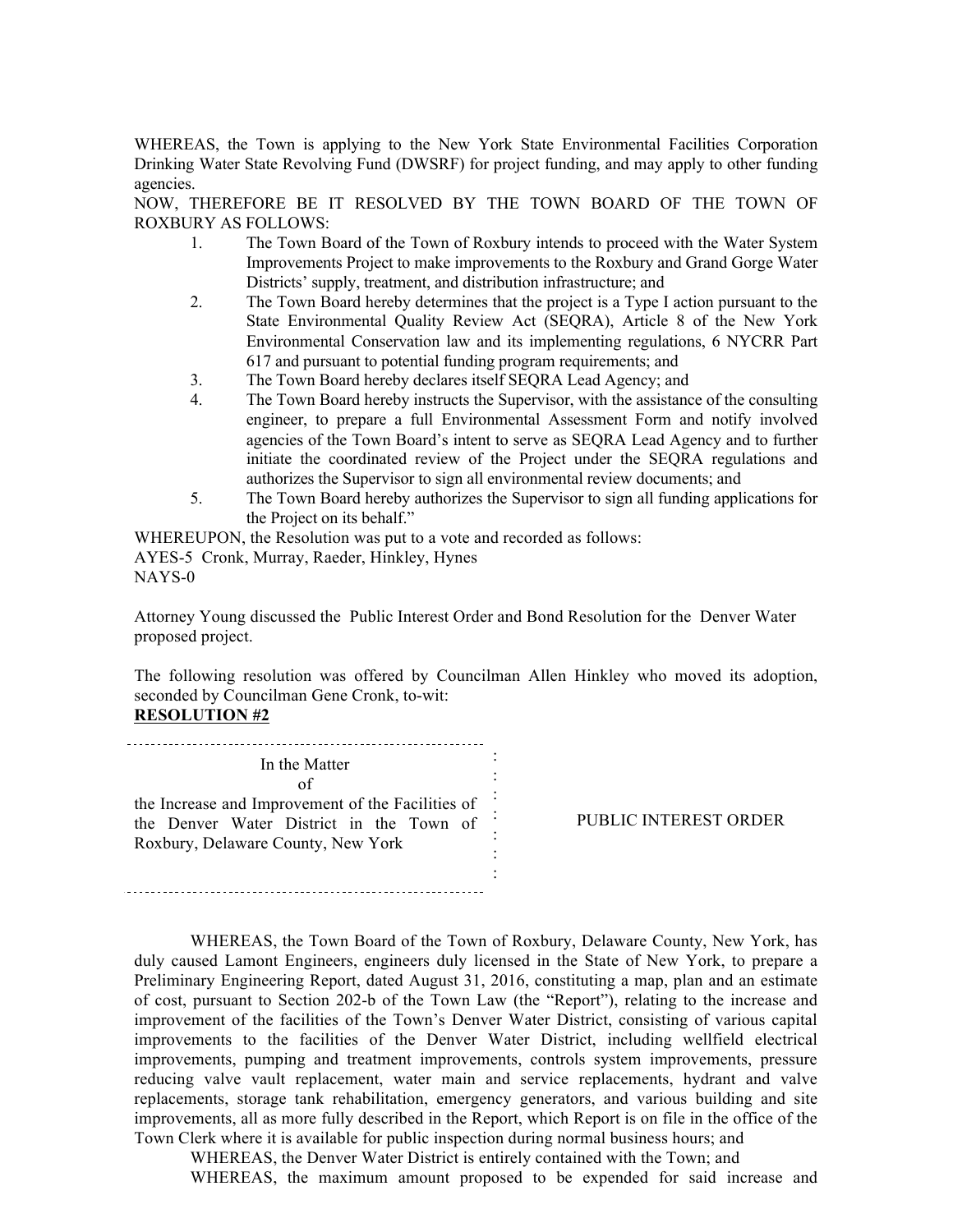WHEREAS, the Town is applying to the New York State Environmental Facilities Corporation Drinking Water State Revolving Fund (DWSRF) for project funding, and may apply to other funding agencies.

NOW, THEREFORE BE IT RESOLVED BY THE TOWN BOARD OF THE TOWN OF ROXBURY AS FOLLOWS:

1. The Town Board of the Town of Roxbury intends to proceed with the Water System Improvements Project to make improvements to the Roxbury and Grand Gorge Water Districts' supply, treatment, and distribution infrastructure; and
2. The Town Board hereby determines that the project is a Type I action pursuant to the State Environmental Quality Review Act (SEQRA), Article 8 of the New York Environmental Conservation law and its implementing regulations, 6 NYCRR Part 617 and pursuant to potential funding program requirements; and
3. The Town Board hereby declares itself SEQRA Lead Agency; and
4. The Town Board hereby instructs the Supervisor, with the assistance of the consulting engineer, to prepare a full Environmental Assessment Form and notify involved agencies of the Town Board's intent to serve as SEQRA Lead Agency and to further initiate the coordinated review of the Project under the SEQRA regulations and authorizes the Supervisor to sign all environmental review documents; and
5. The Town Board hereby authorizes the Supervisor to sign all funding applications for the Project on its behalf."

WHEREUPON, the Resolution was put to a vote and recorded as follows:
AYES-5 Cronk, Murray, Raeder, Hinkley, Hynes
NAYS-0

Attorney Young discussed the Public Interest Order and Bond Resolution for the Denver Water proposed project.

The following resolution was offered by Councilman Allen Hinkley who moved its adoption, seconded by Councilman Gene Cronk, to-wit:
**RESOLUTION #2**

| In the Matter of the Increase and Improvement of the Facilities of the Denver Water District in the Town of Roxbury, Delaware County, New York | PUBLIC INTEREST ORDER |
|---|---|

WHEREAS, the Town Board of the Town of Roxbury, Delaware County, New York, has duly caused Lamont Engineers, engineers duly licensed in the State of New York, to prepare a Preliminary Engineering Report, dated August 31, 2016, constituting a map, plan and an estimate of cost, pursuant to Section 202-b of the Town Law (the "Report"), relating to the increase and improvement of the facilities of the Town's Denver Water District, consisting of various capital improvements to the facilities of the Denver Water District, including wellfield electrical improvements, pumping and treatment improvements, controls system improvements, pressure reducing valve vault replacement, water main and service replacements, hydrant and valve replacements, storage tank rehabilitation, emergency generators, and various building and site improvements, all as more fully described in the Report, which Report is on file in the office of the Town Clerk where it is available for public inspection during normal business hours; and

WHEREAS, the Denver Water District is entirely contained with the Town; and

WHEREAS, the maximum amount proposed to be expended for said increase and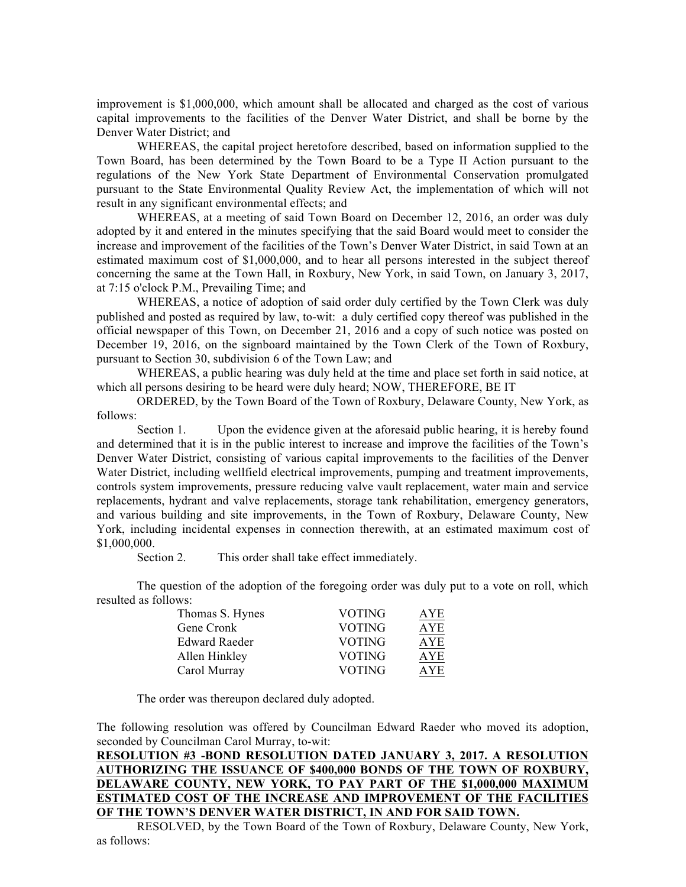improvement is $1,000,000, which amount shall be allocated and charged as the cost of various capital improvements to the facilities of the Denver Water District, and shall be borne by the Denver Water District; and

WHEREAS, the capital project heretofore described, based on information supplied to the Town Board, has been determined by the Town Board to be a Type II Action pursuant to the regulations of the New York State Department of Environmental Conservation promulgated pursuant to the State Environmental Quality Review Act, the implementation of which will not result in any significant environmental effects; and

WHEREAS, at a meeting of said Town Board on December 12, 2016, an order was duly adopted by it and entered in the minutes specifying that the said Board would meet to consider the increase and improvement of the facilities of the Town's Denver Water District, in said Town at an estimated maximum cost of $1,000,000, and to hear all persons interested in the subject thereof concerning the same at the Town Hall, in Roxbury, New York, in said Town, on January 3, 2017, at 7:15 o'clock P.M., Prevailing Time; and

WHEREAS, a notice of adoption of said order duly certified by the Town Clerk was duly published and posted as required by law, to-wit: a duly certified copy thereof was published in the official newspaper of this Town, on December 21, 2016 and a copy of such notice was posted on December 19, 2016, on the signboard maintained by the Town Clerk of the Town of Roxbury, pursuant to Section 30, subdivision 6 of the Town Law; and

WHEREAS, a public hearing was duly held at the time and place set forth in said notice, at which all persons desiring to be heard were duly heard; NOW, THEREFORE, BE IT

ORDERED, by the Town Board of the Town of Roxbury, Delaware County, New York, as follows:

Section 1. Upon the evidence given at the aforesaid public hearing, it is hereby found and determined that it is in the public interest to increase and improve the facilities of the Town's Denver Water District, consisting of various capital improvements to the facilities of the Denver Water District, including wellfield electrical improvements, pumping and treatment improvements, controls system improvements, pressure reducing valve vault replacement, water main and service replacements, hydrant and valve replacements, storage tank rehabilitation, emergency generators, and various building and site improvements, in the Town of Roxbury, Delaware County, New York, including incidental expenses in connection therewith, at an estimated maximum cost of $1,000,000.

Section 2. This order shall take effect immediately.

The question of the adoption of the foregoing order was duly put to a vote on roll, which resulted as follows:

| | | |
|---|---|---|
| Thomas S. Hynes | VOTING | AYE |
| Gene Cronk | VOTING | AYE |
| Edward Raeder | VOTING | AYE |
| Allen Hinkley | VOTING | AYE |
| Carol Murray | VOTING | AYE |

The order was thereupon declared duly adopted.

The following resolution was offered by Councilman Edward Raeder who moved its adoption, seconded by Councilman Carol Murray, to-wit:

**RESOLUTION #3 -BOND RESOLUTION DATED JANUARY 3, 2017. A RESOLUTION AUTHORIZING THE ISSUANCE OF $400,000 BONDS OF THE TOWN OF ROXBURY, DELAWARE COUNTY, NEW YORK, TO PAY PART OF THE $1,000,000 MAXIMUM ESTIMATED COST OF THE INCREASE AND IMPROVEMENT OF THE FACILITIES OF THE TOWN'S DENVER WATER DISTRICT, IN AND FOR SAID TOWN.**

RESOLVED, by the Town Board of the Town of Roxbury, Delaware County, New York, as follows: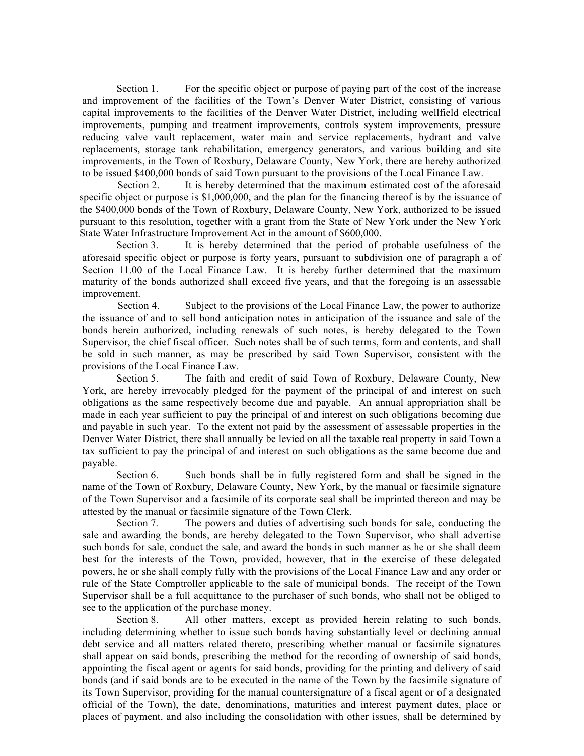Section 1. For the specific object or purpose of paying part of the cost of the increase and improvement of the facilities of the Town's Denver Water District, consisting of various capital improvements to the facilities of the Denver Water District, including wellfield electrical improvements, pumping and treatment improvements, controls system improvements, pressure reducing valve vault replacement, water main and service replacements, hydrant and valve replacements, storage tank rehabilitation, emergency generators, and various building and site improvements, in the Town of Roxbury, Delaware County, New York, there are hereby authorized to be issued $400,000 bonds of said Town pursuant to the provisions of the Local Finance Law.

Section 2. It is hereby determined that the maximum estimated cost of the aforesaid specific object or purpose is $1,000,000, and the plan for the financing thereof is by the issuance of the $400,000 bonds of the Town of Roxbury, Delaware County, New York, authorized to be issued pursuant to this resolution, together with a grant from the State of New York under the New York State Water Infrastructure Improvement Act in the amount of $600,000.

Section 3. It is hereby determined that the period of probable usefulness of the aforesaid specific object or purpose is forty years, pursuant to subdivision one of paragraph a of Section 11.00 of the Local Finance Law. It is hereby further determined that the maximum maturity of the bonds authorized shall exceed five years, and that the foregoing is an assessable improvement.

Section 4. Subject to the provisions of the Local Finance Law, the power to authorize the issuance of and to sell bond anticipation notes in anticipation of the issuance and sale of the bonds herein authorized, including renewals of such notes, is hereby delegated to the Town Supervisor, the chief fiscal officer. Such notes shall be of such terms, form and contents, and shall be sold in such manner, as may be prescribed by said Town Supervisor, consistent with the provisions of the Local Finance Law.

Section 5. The faith and credit of said Town of Roxbury, Delaware County, New York, are hereby irrevocably pledged for the payment of the principal of and interest on such obligations as the same respectively become due and payable. An annual appropriation shall be made in each year sufficient to pay the principal of and interest on such obligations becoming due and payable in such year. To the extent not paid by the assessment of assessable properties in the Denver Water District, there shall annually be levied on all the taxable real property in said Town a tax sufficient to pay the principal of and interest on such obligations as the same become due and payable.

Section 6. Such bonds shall be in fully registered form and shall be signed in the name of the Town of Roxbury, Delaware County, New York, by the manual or facsimile signature of the Town Supervisor and a facsimile of its corporate seal shall be imprinted thereon and may be attested by the manual or facsimile signature of the Town Clerk.

Section 7. The powers and duties of advertising such bonds for sale, conducting the sale and awarding the bonds, are hereby delegated to the Town Supervisor, who shall advertise such bonds for sale, conduct the sale, and award the bonds in such manner as he or she shall deem best for the interests of the Town, provided, however, that in the exercise of these delegated powers, he or she shall comply fully with the provisions of the Local Finance Law and any order or rule of the State Comptroller applicable to the sale of municipal bonds. The receipt of the Town Supervisor shall be a full acquittance to the purchaser of such bonds, who shall not be obliged to see to the application of the purchase money.

Section 8. All other matters, except as provided herein relating to such bonds, including determining whether to issue such bonds having substantially level or declining annual debt service and all matters related thereto, prescribing whether manual or facsimile signatures shall appear on said bonds, prescribing the method for the recording of ownership of said bonds, appointing the fiscal agent or agents for said bonds, providing for the printing and delivery of said bonds (and if said bonds are to be executed in the name of the Town by the facsimile signature of its Town Supervisor, providing for the manual countersignature of a fiscal agent or of a designated official of the Town), the date, denominations, maturities and interest payment dates, place or places of payment, and also including the consolidation with other issues, shall be determined by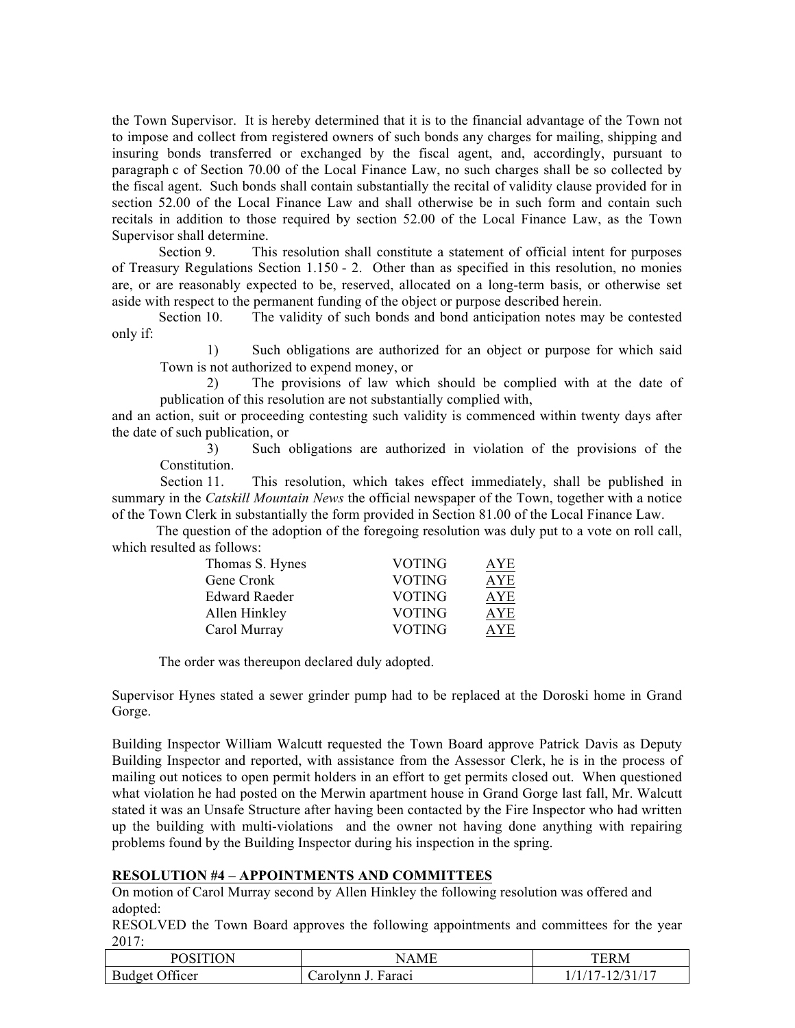the Town Supervisor. It is hereby determined that it is to the financial advantage of the Town not to impose and collect from registered owners of such bonds any charges for mailing, shipping and insuring bonds transferred or exchanged by the fiscal agent, and, accordingly, pursuant to paragraph c of Section 70.00 of the Local Finance Law, no such charges shall be so collected by the fiscal agent. Such bonds shall contain substantially the recital of validity clause provided for in section 52.00 of the Local Finance Law and shall otherwise be in such form and contain such recitals in addition to those required by section 52.00 of the Local Finance Law, as the Town Supervisor shall determine.

Section 9. This resolution shall constitute a statement of official intent for purposes of Treasury Regulations Section 1.150 - 2. Other than as specified in this resolution, no monies are, or are reasonably expected to be, reserved, allocated on a long-term basis, or otherwise set aside with respect to the permanent funding of the object or purpose described herein.

Section 10. The validity of such bonds and bond anticipation notes may be contested only if:

1) Such obligations are authorized for an object or purpose for which said Town is not authorized to expend money, or

2) The provisions of law which should be complied with at the date of publication of this resolution are not substantially complied with,

and an action, suit or proceeding contesting such validity is commenced within twenty days after the date of such publication, or

3) Such obligations are authorized in violation of the provisions of the Constitution.

Section 11. This resolution, which takes effect immediately, shall be published in summary in the *Catskill Mountain News* the official newspaper of the Town, together with a notice of the Town Clerk in substantially the form provided in Section 81.00 of the Local Finance Law.

The question of the adoption of the foregoing resolution was duly put to a vote on roll call, which resulted as follows:

| | | |
|---|---|---|
| Thomas S. Hynes | VOTING | AYE |
| Gene Cronk | VOTING | AYE |
| Edward Raeder | VOTING | AYE |
| Allen Hinkley | VOTING | AYE |
| Carol Murray | VOTING | AYE |

The order was thereupon declared duly adopted.

Supervisor Hynes stated a sewer grinder pump had to be replaced at the Doroski home in Grand Gorge.

Building Inspector William Walcutt requested the Town Board approve Patrick Davis as Deputy Building Inspector and reported, with assistance from the Assessor Clerk, he is in the process of mailing out notices to open permit holders in an effort to get permits closed out. When questioned what violation he had posted on the Merwin apartment house in Grand Gorge last fall, Mr. Walcutt stated it was an Unsafe Structure after having been contacted by the Fire Inspector who had written up the building with multi-violations and the owner not having done anything with repairing problems found by the Building Inspector during his inspection in the spring.

**RESOLUTION #4 – APPOINTMENTS AND COMMITTEES**

On motion of Carol Murray second by Allen Hinkley the following resolution was offered and adopted:

RESOLVED the Town Board approves the following appointments and committees for the year 2017:

| POSITION | NAME | TERM |
|---|---|---|
| Budget Officer | Carolynn J. Faraci | 1/1/17-12/31/17 |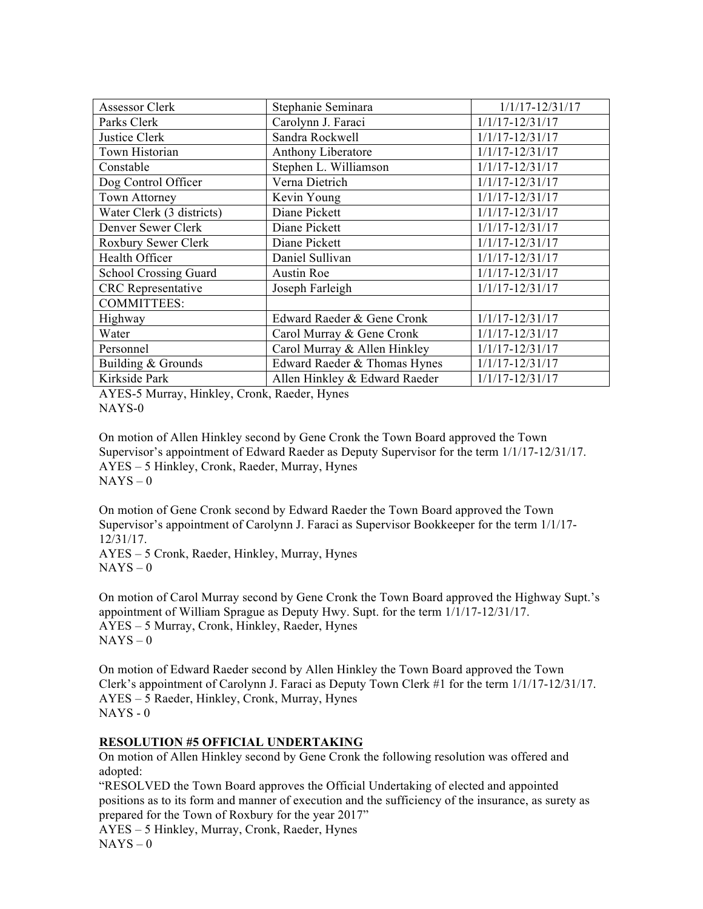| Assessor Clerk | Stephanie Seminara | 1/1/17-12/31/17 |
|---|---|---|
| Parks Clerk | Carolynn J. Faraci | 1/1/17-12/31/17 |
| Justice Clerk | Sandra Rockwell | 1/1/17-12/31/17 |
| Town Historian | Anthony Liberatore | 1/1/17-12/31/17 |
| Constable | Stephen L. Williamson | 1/1/17-12/31/17 |
| Dog Control Officer | Verna Dietrich | 1/1/17-12/31/17 |
| Town Attorney | Kevin Young | 1/1/17-12/31/17 |
| Water Clerk (3 districts) | Diane Pickett | 1/1/17-12/31/17 |
| Denver Sewer Clerk | Diane Pickett | 1/1/17-12/31/17 |
| Roxbury Sewer Clerk | Diane Pickett | 1/1/17-12/31/17 |
| Health Officer | Daniel Sullivan | 1/1/17-12/31/17 |
| School Crossing Guard | Austin Roe | 1/1/17-12/31/17 |
| CRC Representative | Joseph Farleigh | 1/1/17-12/31/17 |
| COMMITTEES: | | |
| Highway | Edward Raeder & Gene Cronk | 1/1/17-12/31/17 |
| Water | Carol Murray & Gene Cronk | 1/1/17-12/31/17 |
| Personnel | Carol Murray & Allen Hinkley | 1/1/17-12/31/17 |
| Building & Grounds | Edward Raeder & Thomas Hynes | 1/1/17-12/31/17 |
| Kirkside Park | Allen Hinkley & Edward Raeder | 1/1/17-12/31/17 |

AYES-5 Murray, Hinkley, Cronk, Raeder, Hynes
NAYS-0

On motion of Allen Hinkley second by Gene Cronk the Town Board approved the Town Supervisor's appointment of Edward Raeder as Deputy Supervisor for the term 1/1/17-12/31/17.
AYES – 5 Hinkley, Cronk, Raeder, Murray, Hynes
NAYS – 0

On motion of Gene Cronk second by Edward Raeder the Town Board approved the Town Supervisor's appointment of Carolynn J. Faraci as Supervisor Bookkeeper for the term 1/1/17-12/31/17.
AYES – 5 Cronk, Raeder, Hinkley, Murray, Hynes
NAYS – 0

On motion of Carol Murray second by Gene Cronk the Town Board approved the Highway Supt.'s appointment of William Sprague as Deputy Hwy. Supt. for the term 1/1/17-12/31/17.
AYES – 5 Murray, Cronk, Hinkley, Raeder, Hynes
NAYS – 0

On motion of Edward Raeder second by Allen Hinkley the Town Board approved the Town Clerk's appointment of Carolynn J. Faraci as Deputy Town Clerk #1 for the term 1/1/17-12/31/17.
AYES – 5 Raeder, Hinkley, Cronk, Murray, Hynes
NAYS - 0

**RESOLUTION #5 OFFICIAL UNDERTAKING**

On motion of Allen Hinkley second by Gene Cronk the following resolution was offered and adopted:

"RESOLVED the Town Board approves the Official Undertaking of elected and appointed positions as to its form and manner of execution and the sufficiency of the insurance, as surety as prepared for the Town of Roxbury for the year 2017"

AYES – 5 Hinkley, Murray, Cronk, Raeder, Hynes
NAYS – 0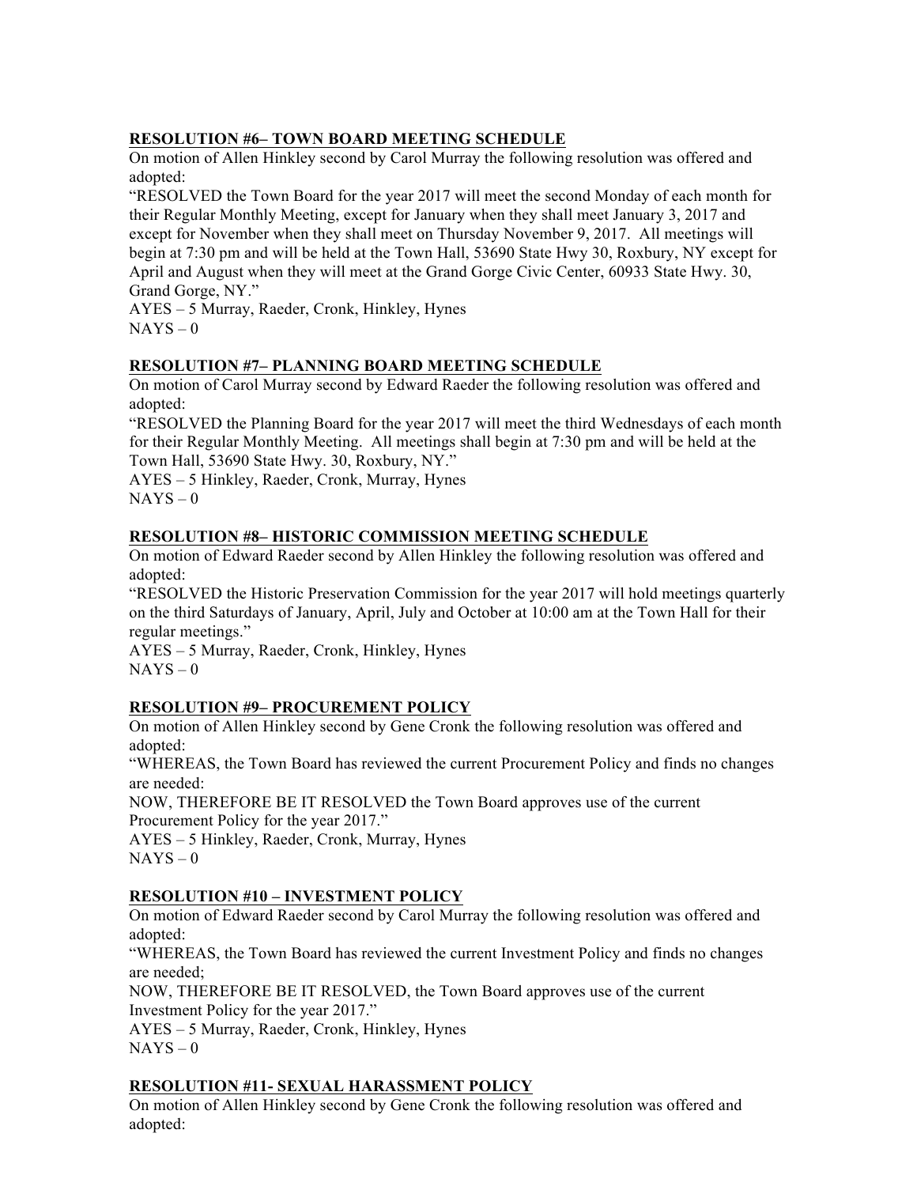**RESOLUTION #6– TOWN BOARD MEETING SCHEDULE**

On motion of Allen Hinkley second by Carol Murray the following resolution was offered and adopted:

"RESOLVED the Town Board for the year 2017 will meet the second Monday of each month for their Regular Monthly Meeting, except for January when they shall meet January 3, 2017 and except for November when they shall meet on Thursday November 9, 2017. All meetings will begin at 7:30 pm and will be held at the Town Hall, 53690 State Hwy 30, Roxbury, NY except for April and August when they will meet at the Grand Gorge Civic Center, 60933 State Hwy. 30, Grand Gorge, NY."

AYES – 5 Murray, Raeder, Cronk, Hinkley, Hynes

NAYS – 0

**RESOLUTION #7– PLANNING BOARD MEETING SCHEDULE**

On motion of Carol Murray second by Edward Raeder the following resolution was offered and adopted:

"RESOLVED the Planning Board for the year 2017 will meet the third Wednesdays of each month for their Regular Monthly Meeting. All meetings shall begin at 7:30 pm and will be held at the Town Hall, 53690 State Hwy. 30, Roxbury, NY."

AYES – 5 Hinkley, Raeder, Cronk, Murray, Hynes

NAYS – 0

**RESOLUTION #8– HISTORIC COMMISSION MEETING SCHEDULE**

On motion of Edward Raeder second by Allen Hinkley the following resolution was offered and adopted:

"RESOLVED the Historic Preservation Commission for the year 2017 will hold meetings quarterly on the third Saturdays of January, April, July and October at 10:00 am at the Town Hall for their regular meetings."

AYES – 5 Murray, Raeder, Cronk, Hinkley, Hynes

NAYS – 0

**RESOLUTION #9– PROCUREMENT POLICY**

On motion of Allen Hinkley second by Gene Cronk the following resolution was offered and adopted:

"WHEREAS, the Town Board has reviewed the current Procurement Policy and finds no changes are needed:

NOW, THEREFORE BE IT RESOLVED the Town Board approves use of the current Procurement Policy for the year 2017."

AYES – 5 Hinkley, Raeder, Cronk, Murray, Hynes

NAYS – 0

**RESOLUTION #10 – INVESTMENT POLICY**

On motion of Edward Raeder second by Carol Murray the following resolution was offered and adopted:

"WHEREAS, the Town Board has reviewed the current Investment Policy and finds no changes are needed;

NOW, THEREFORE BE IT RESOLVED, the Town Board approves use of the current Investment Policy for the year 2017."

AYES – 5 Murray, Raeder, Cronk, Hinkley, Hynes

NAYS – 0

**RESOLUTION #11- SEXUAL HARASSMENT POLICY**

On motion of Allen Hinkley second by Gene Cronk the following resolution was offered and adopted: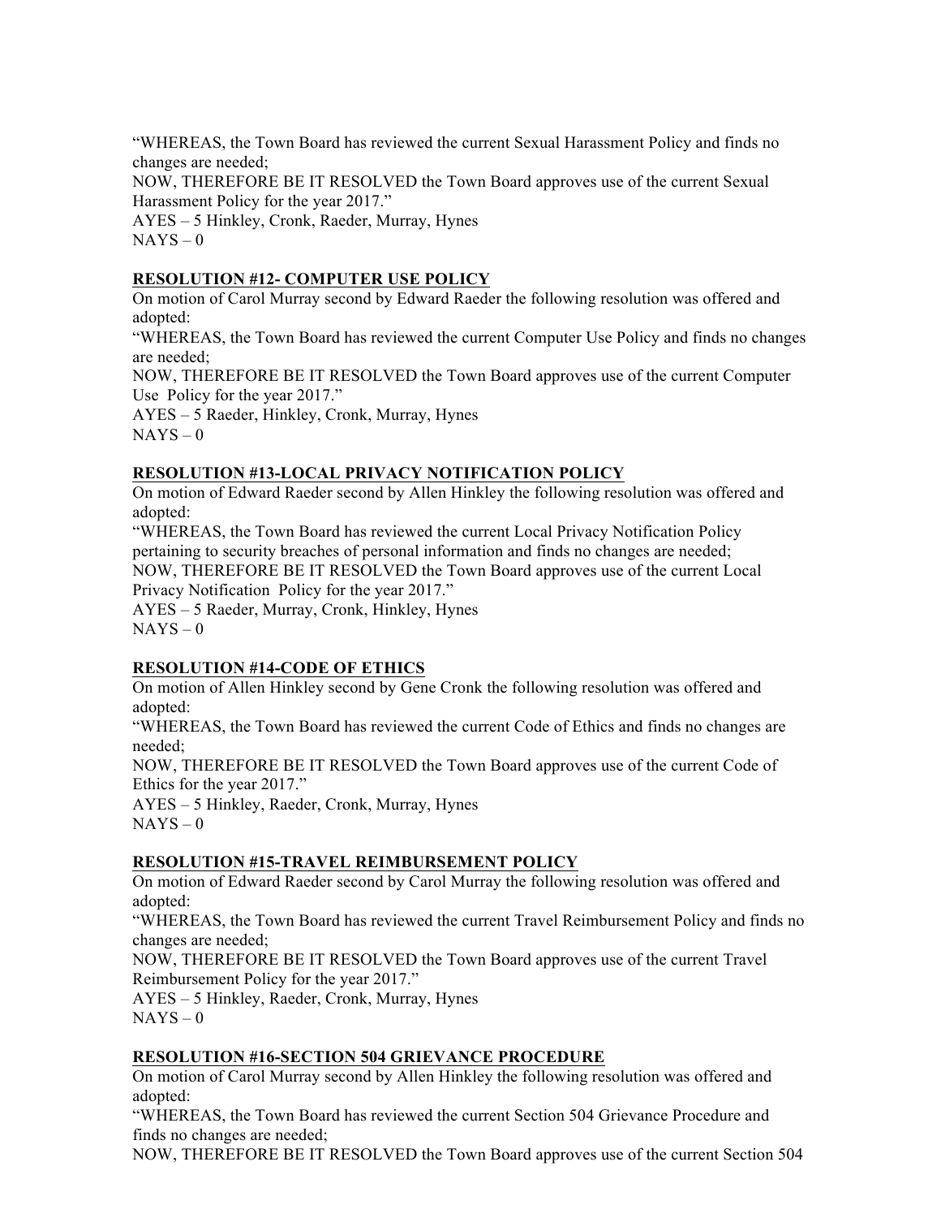"WHEREAS, the Town Board has reviewed the current Sexual Harassment Policy and finds no changes are needed;
NOW, THEREFORE BE IT RESOLVED the Town Board approves use of the current Sexual Harassment Policy for the year 2017."
AYES – 5 Hinkley, Cronk, Raeder, Murray, Hynes
NAYS – 0

**RESOLUTION #12- COMPUTER USE POLICY**

On motion of Carol Murray second by Edward Raeder the following resolution was offered and adopted:
"WHEREAS, the Town Board has reviewed the current Computer Use Policy and finds no changes are needed;
NOW, THEREFORE BE IT RESOLVED the Town Board approves use of the current Computer Use Policy for the year 2017."
AYES – 5 Raeder, Hinkley, Cronk, Murray, Hynes
NAYS – 0

**RESOLUTION #13-LOCAL PRIVACY NOTIFICATION POLICY**

On motion of Edward Raeder second by Allen Hinkley the following resolution was offered and adopted:
"WHEREAS, the Town Board has reviewed the current Local Privacy Notification Policy pertaining to security breaches of personal information and finds no changes are needed;
NOW, THEREFORE BE IT RESOLVED the Town Board approves use of the current Local Privacy Notification Policy for the year 2017."
AYES – 5 Raeder, Murray, Cronk, Hinkley, Hynes
NAYS – 0

**RESOLUTION #14-CODE OF ETHICS**

On motion of Allen Hinkley second by Gene Cronk the following resolution was offered and adopted:
"WHEREAS, the Town Board has reviewed the current Code of Ethics and finds no changes are needed;
NOW, THEREFORE BE IT RESOLVED the Town Board approves use of the current Code of Ethics for the year 2017."
AYES – 5 Hinkley, Raeder, Cronk, Murray, Hynes
NAYS – 0

**RESOLUTION #15-TRAVEL REIMBURSEMENT POLICY**

On motion of Edward Raeder second by Carol Murray the following resolution was offered and adopted:
"WHEREAS, the Town Board has reviewed the current Travel Reimbursement Policy and finds no changes are needed;
NOW, THEREFORE BE IT RESOLVED the Town Board approves use of the current Travel Reimbursement Policy for the year 2017."
AYES – 5 Hinkley, Raeder, Cronk, Murray, Hynes
NAYS – 0

**RESOLUTION #16-SECTION 504 GRIEVANCE PROCEDURE**

On motion of Carol Murray second by Allen Hinkley the following resolution was offered and adopted:
"WHEREAS, the Town Board has reviewed the current Section 504 Grievance Procedure and finds no changes are needed;
NOW, THEREFORE BE IT RESOLVED the Town Board approves use of the current Section 504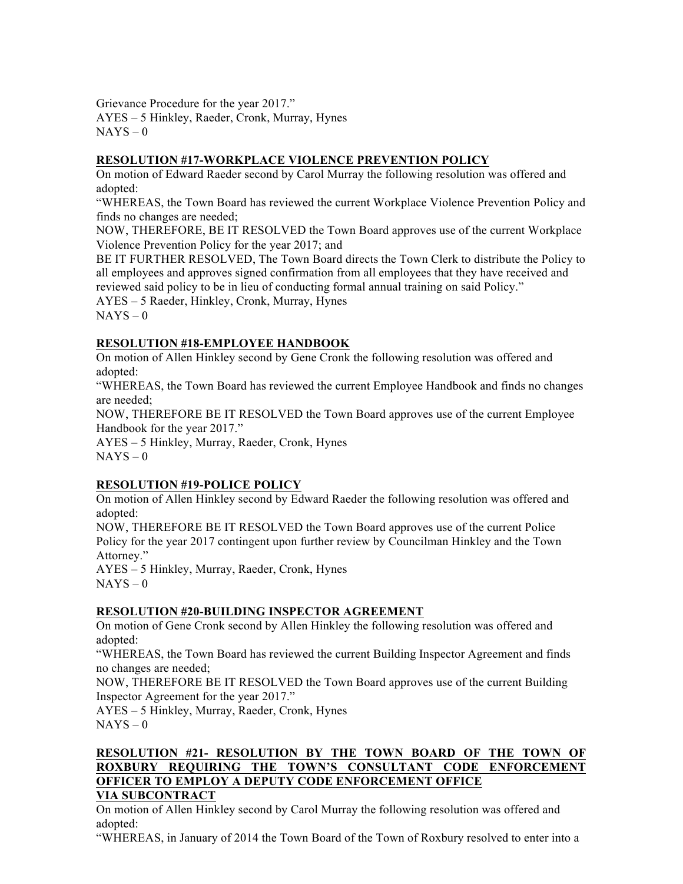Grievance Procedure for the year 2017."
AYES – 5 Hinkley, Raeder, Cronk, Murray, Hynes
NAYS – 0

**RESOLUTION #17-WORKPLACE VIOLENCE PREVENTION POLICY**

On motion of Edward Raeder second by Carol Murray the following resolution was offered and adopted:

"WHEREAS, the Town Board has reviewed the current Workplace Violence Prevention Policy and finds no changes are needed;

NOW, THEREFORE, BE IT RESOLVED the Town Board approves use of the current Workplace Violence Prevention Policy for the year 2017; and

BE IT FURTHER RESOLVED, The Town Board directs the Town Clerk to distribute the Policy to all employees and approves signed confirmation from all employees that they have received and reviewed said policy to be in lieu of conducting formal annual training on said Policy."

AYES – 5 Raeder, Hinkley, Cronk, Murray, Hynes
NAYS – 0

**RESOLUTION #18-EMPLOYEE HANDBOOK**

On motion of Allen Hinkley second by Gene Cronk the following resolution was offered and adopted:

"WHEREAS, the Town Board has reviewed the current Employee Handbook and finds no changes are needed;

NOW, THEREFORE BE IT RESOLVED the Town Board approves use of the current Employee Handbook for the year 2017."

AYES – 5 Hinkley, Murray, Raeder, Cronk, Hynes
NAYS – 0

**RESOLUTION #19-POLICE POLICY**

On motion of Allen Hinkley second by Edward Raeder the following resolution was offered and adopted:

NOW, THEREFORE BE IT RESOLVED the Town Board approves use of the current Police Policy for the year 2017 contingent upon further review by Councilman Hinkley and the Town Attorney."

AYES – 5 Hinkley, Murray, Raeder, Cronk, Hynes
NAYS – 0

**RESOLUTION #20-BUILDING INSPECTOR AGREEMENT**

On motion of Gene Cronk second by Allen Hinkley the following resolution was offered and adopted:

"WHEREAS, the Town Board has reviewed the current Building Inspector Agreement and finds no changes are needed;

NOW, THEREFORE BE IT RESOLVED the Town Board approves use of the current Building Inspector Agreement for the year 2017."

AYES – 5 Hinkley, Murray, Raeder, Cronk, Hynes
NAYS – 0

**RESOLUTION #21- RESOLUTION BY THE TOWN BOARD OF THE TOWN OF ROXBURY REQUIRING THE TOWN'S CONSULTANT CODE ENFORCEMENT OFFICER TO EMPLOY A DEPUTY CODE ENFORCEMENT OFFICE VIA SUBCONTRACT**

On motion of Allen Hinkley second by Carol Murray the following resolution was offered and adopted:

"WHEREAS, in January of 2014 the Town Board of the Town of Roxbury resolved to enter into a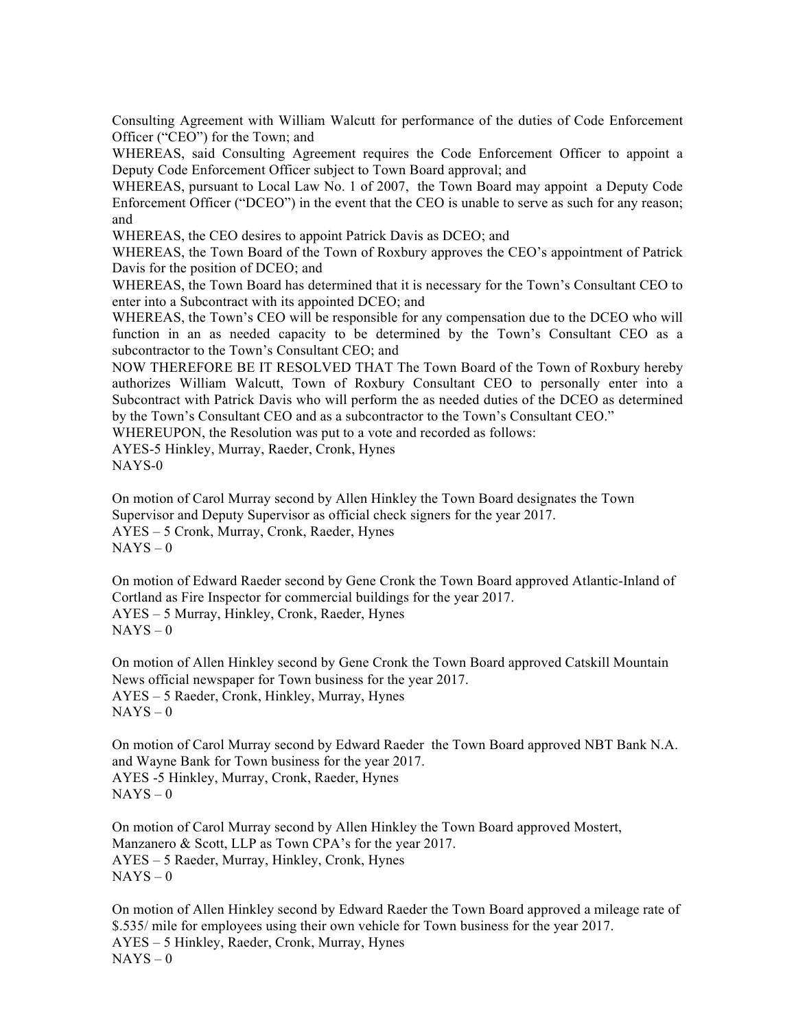Consulting Agreement with William Walcutt for performance of the duties of Code Enforcement Officer ("CEO") for the Town; and

WHEREAS, said Consulting Agreement requires the Code Enforcement Officer to appoint a Deputy Code Enforcement Officer subject to Town Board approval; and

WHEREAS, pursuant to Local Law No. 1 of 2007, the Town Board may appoint a Deputy Code Enforcement Officer ("DCEO") in the event that the CEO is unable to serve as such for any reason; and

WHEREAS, the CEO desires to appoint Patrick Davis as DCEO; and

WHEREAS, the Town Board of the Town of Roxbury approves the CEO's appointment of Patrick Davis for the position of DCEO; and

WHEREAS, the Town Board has determined that it is necessary for the Town's Consultant CEO to enter into a Subcontract with its appointed DCEO; and

WHEREAS, the Town's CEO will be responsible for any compensation due to the DCEO who will function in an as needed capacity to be determined by the Town's Consultant CEO as a subcontractor to the Town's Consultant CEO; and

NOW THEREFORE BE IT RESOLVED THAT The Town Board of the Town of Roxbury hereby authorizes William Walcutt, Town of Roxbury Consultant CEO to personally enter into a Subcontract with Patrick Davis who will perform the as needed duties of the DCEO as determined by the Town's Consultant CEO and as a subcontractor to the Town's Consultant CEO."

WHEREUPON, the Resolution was put to a vote and recorded as follows:

AYES-5 Hinkley, Murray, Raeder, Cronk, Hynes
NAYS-0

On motion of Carol Murray second by Allen Hinkley the Town Board designates the Town Supervisor and Deputy Supervisor as official check signers for the year 2017.
AYES – 5 Cronk, Murray, Cronk, Raeder, Hynes
NAYS – 0

On motion of Edward Raeder second by Gene Cronk the Town Board approved Atlantic-Inland of Cortland as Fire Inspector for commercial buildings for the year 2017.
AYES – 5 Murray, Hinkley, Cronk, Raeder, Hynes
NAYS – 0

On motion of Allen Hinkley second by Gene Cronk the Town Board approved Catskill Mountain News official newspaper for Town business for the year 2017.
AYES – 5 Raeder, Cronk, Hinkley, Murray, Hynes
NAYS – 0

On motion of Carol Murray second by Edward Raeder the Town Board approved NBT Bank N.A. and Wayne Bank for Town business for the year 2017.
AYES -5 Hinkley, Murray, Cronk, Raeder, Hynes
NAYS – 0

On motion of Carol Murray second by Allen Hinkley the Town Board approved Mostert, Manzanero & Scott, LLP as Town CPA's for the year 2017.
AYES – 5 Raeder, Murray, Hinkley, Cronk, Hynes
NAYS – 0

On motion of Allen Hinkley second by Edward Raeder the Town Board approved a mileage rate of $.535/ mile for employees using their own vehicle for Town business for the year 2017.
AYES – 5 Hinkley, Raeder, Cronk, Murray, Hynes
NAYS – 0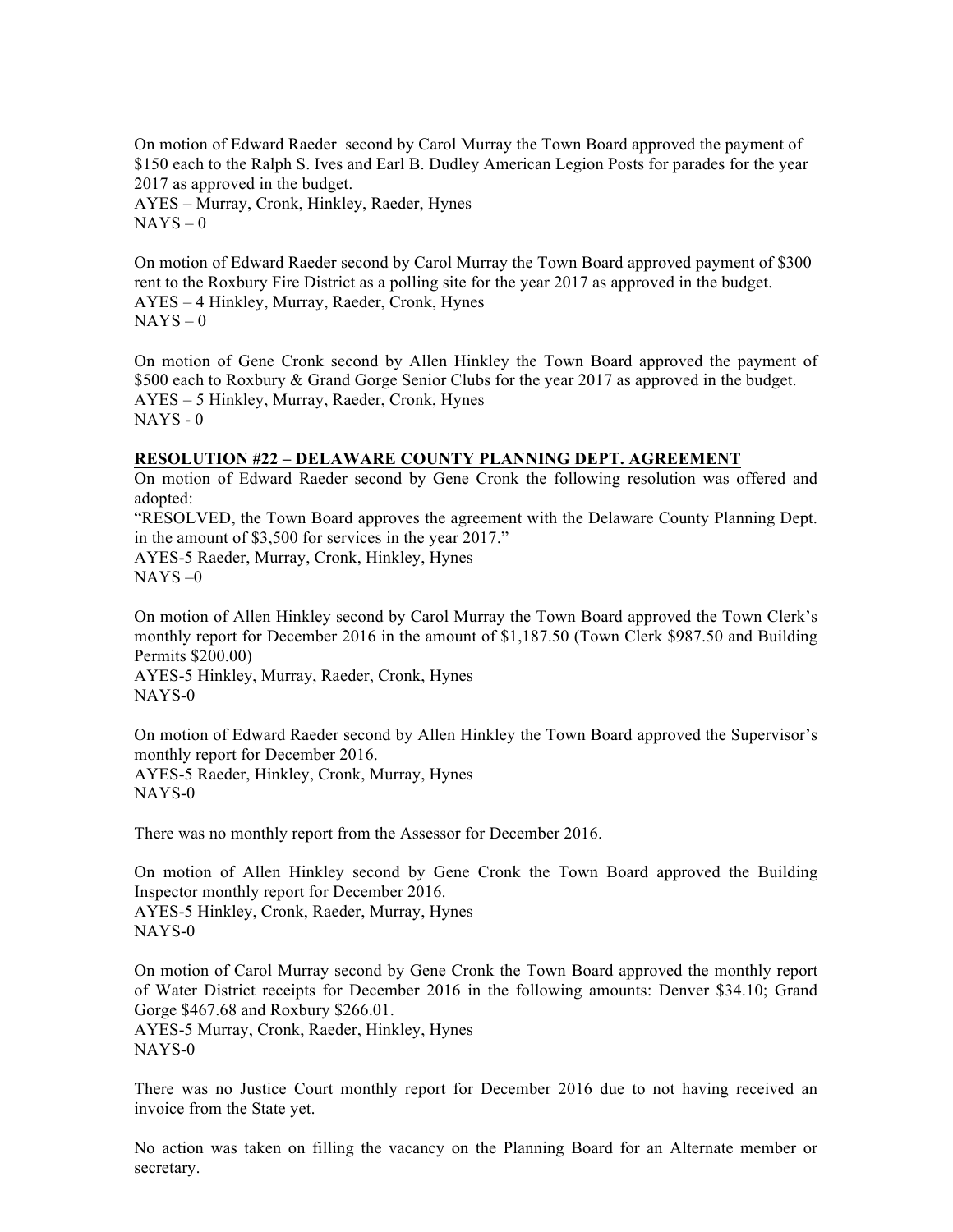On motion of Edward Raeder second by Carol Murray the Town Board approved the payment of $150 each to the Ralph S. Ives and Earl B. Dudley American Legion Posts for parades for the year 2017 as approved in the budget.
AYES – Murray, Cronk, Hinkley, Raeder, Hynes
NAYS – 0

On motion of Edward Raeder second by Carol Murray the Town Board approved payment of $300 rent to the Roxbury Fire District as a polling site for the year 2017 as approved in the budget.
AYES – 4 Hinkley, Murray, Raeder, Cronk, Hynes
NAYS – 0

On motion of Gene Cronk second by Allen Hinkley the Town Board approved the payment of $500 each to Roxbury & Grand Gorge Senior Clubs for the year 2017 as approved in the budget.
AYES – 5 Hinkley, Murray, Raeder, Cronk, Hynes
NAYS - 0

**RESOLUTION #22 – DELAWARE COUNTY PLANNING DEPT. AGREEMENT**

On motion of Edward Raeder second by Gene Cronk the following resolution was offered and adopted:
"RESOLVED, the Town Board approves the agreement with the Delaware County Planning Dept. in the amount of $3,500 for services in the year 2017."
AYES-5 Raeder, Murray, Cronk, Hinkley, Hynes
NAYS –0

On motion of Allen Hinkley second by Carol Murray the Town Board approved the Town Clerk's monthly report for December 2016 in the amount of $1,187.50 (Town Clerk $987.50 and Building Permits $200.00)
AYES-5 Hinkley, Murray, Raeder, Cronk, Hynes
NAYS-0

On motion of Edward Raeder second by Allen Hinkley the Town Board approved the Supervisor's monthly report for December 2016.
AYES-5 Raeder, Hinkley, Cronk, Murray, Hynes
NAYS-0

There was no monthly report from the Assessor for December 2016.

On motion of Allen Hinkley second by Gene Cronk the Town Board approved the Building Inspector monthly report for December 2016.
AYES-5 Hinkley, Cronk, Raeder, Murray, Hynes
NAYS-0

On motion of Carol Murray second by Gene Cronk the Town Board approved the monthly report of Water District receipts for December 2016 in the following amounts: Denver $34.10; Grand Gorge $467.68 and Roxbury $266.01.
AYES-5 Murray, Cronk, Raeder, Hinkley, Hynes
NAYS-0

There was no Justice Court monthly report for December 2016 due to not having received an invoice from the State yet.

No action was taken on filling the vacancy on the Planning Board for an Alternate member or secretary.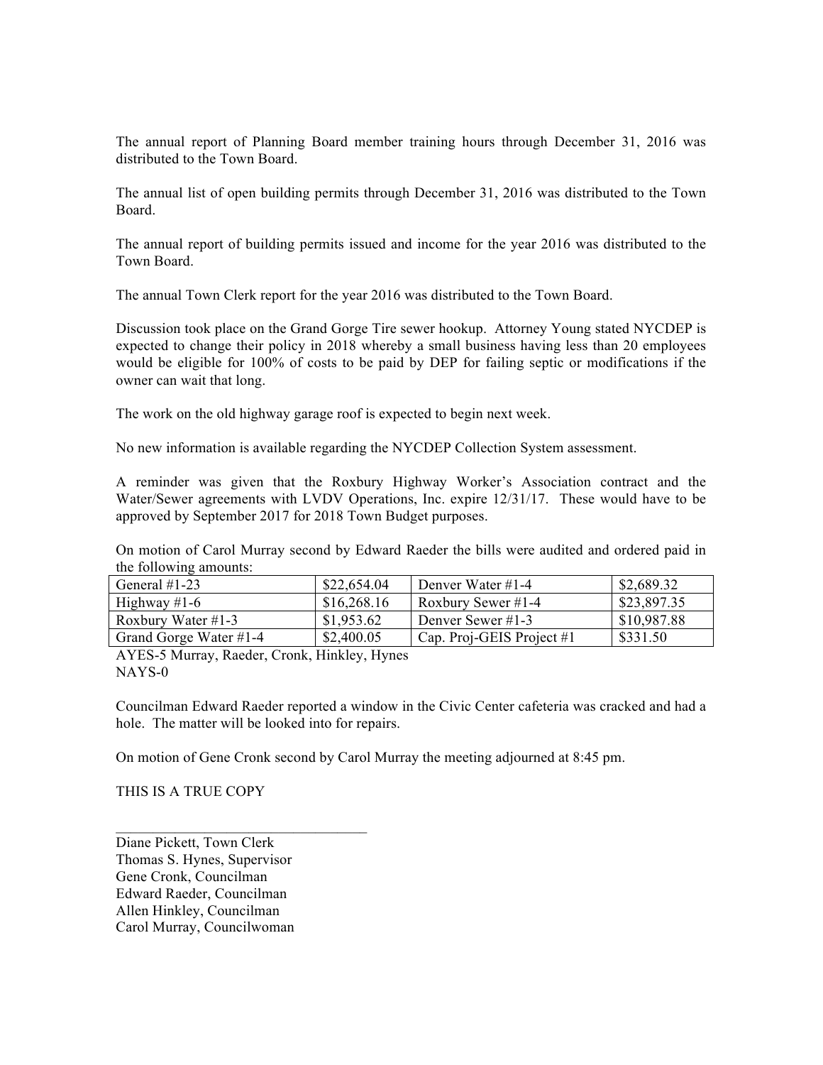The annual report of Planning Board member training hours through December 31, 2016 was distributed to the Town Board.

The annual list of open building permits through December 31, 2016 was distributed to the Town Board.

The annual report of building permits issued and income for the year 2016 was distributed to the Town Board.

The annual Town Clerk report for the year 2016 was distributed to the Town Board.

Discussion took place on the Grand Gorge Tire sewer hookup. Attorney Young stated NYCDEP is expected to change their policy in 2018 whereby a small business having less than 20 employees would be eligible for 100% of costs to be paid by DEP for failing septic or modifications if the owner can wait that long.

The work on the old highway garage roof is expected to begin next week.

No new information is available regarding the NYCDEP Collection System assessment.

A reminder was given that the Roxbury Highway Worker's Association contract and the Water/Sewer agreements with LVDV Operations, Inc. expire 12/31/17. These would have to be approved by September 2017 for 2018 Town Budget purposes.

On motion of Carol Murray second by Edward Raeder the bills were audited and ordered paid in the following amounts:

| | | | |
|---|---|---|---|
| General #1-23 | $22,654.04 | Denver Water #1-4 | $2,689.32 |
| Highway #1-6 | $16,268.16 | Roxbury Sewer #1-4 | $23,897.35 |
| Roxbury Water #1-3 | $1,953.62 | Denver Sewer #1-3 | $10,987.88 |
| Grand Gorge Water #1-4 | $2,400.05 | Cap. Proj-GEIS Project #1 | $331.50 |

AYES-5 Murray, Raeder, Cronk, Hinkley, Hynes
NAYS-0

Councilman Edward Raeder reported a window in the Civic Center cafeteria was cracked and had a hole. The matter will be looked into for repairs.

On motion of Gene Cronk second by Carol Murray the meeting adjourned at 8:45 pm.

THIS IS A TRUE COPY

___________________________________

Diane Pickett, Town Clerk
Thomas S. Hynes, Supervisor
Gene Cronk, Councilman
Edward Raeder, Councilman
Allen Hinkley, Councilman
Carol Murray, Councilwoman